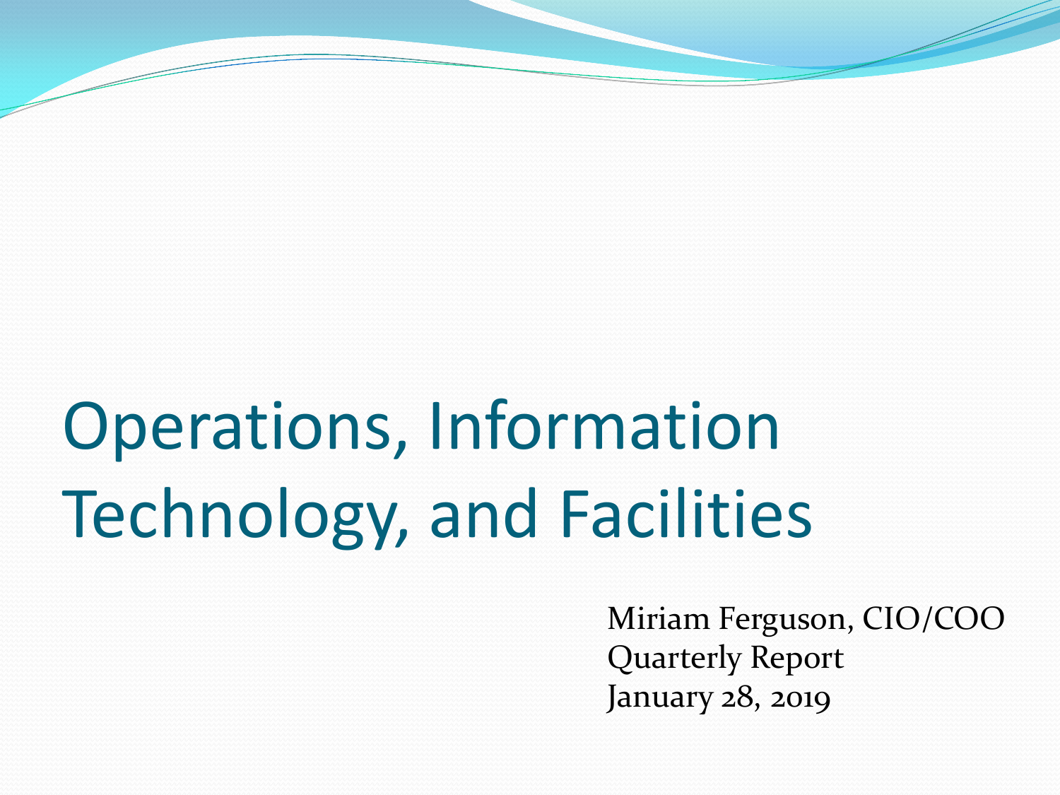# Operations, Information Technology, and Facilities

Miriam Ferguson, CIO/COO
Quarterly Report
January 28, 2019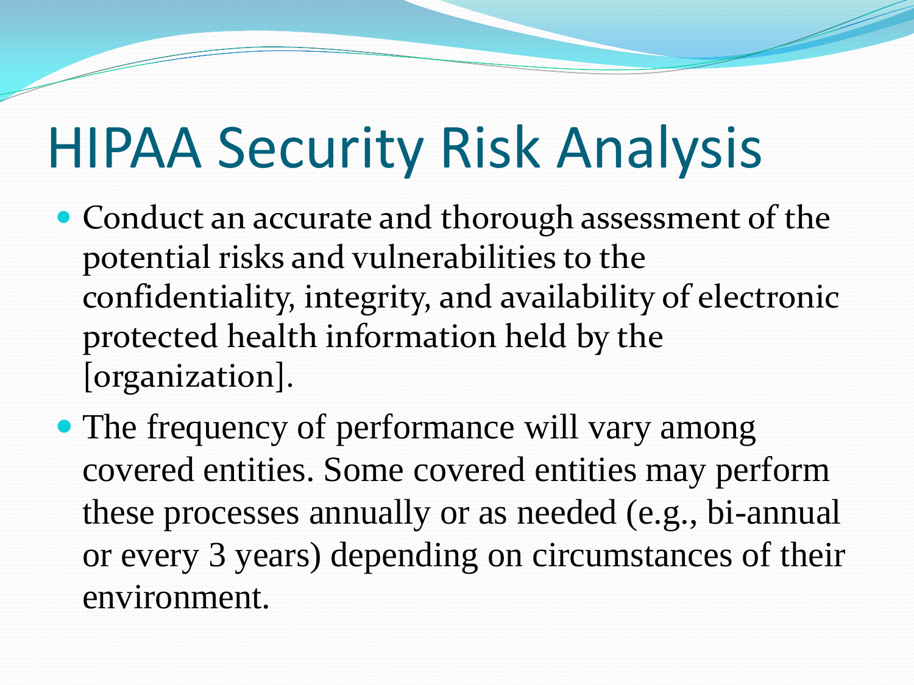# HIPAA Security Risk Analysis

- Conduct an accurate and thorough assessment of the potential risks and vulnerabilities to the confidentiality, integrity, and availability of electronic protected health information held by the [organization].
- The frequency of performance will vary among covered entities. Some covered entities may perform these processes annually or as needed (e.g., bi-annual or every 3 years) depending on circumstances of their environment.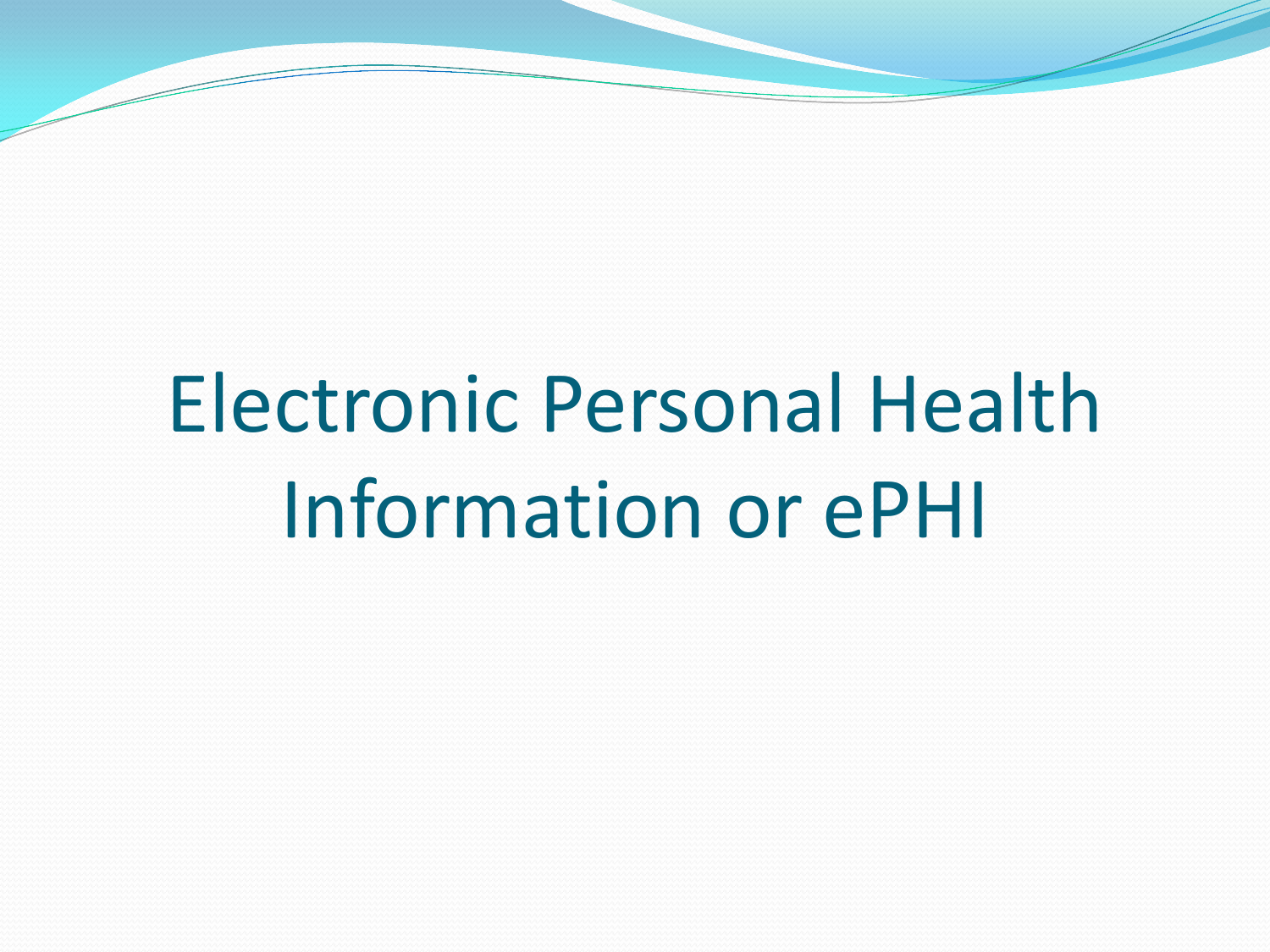# Electronic Personal Health Information or ePHI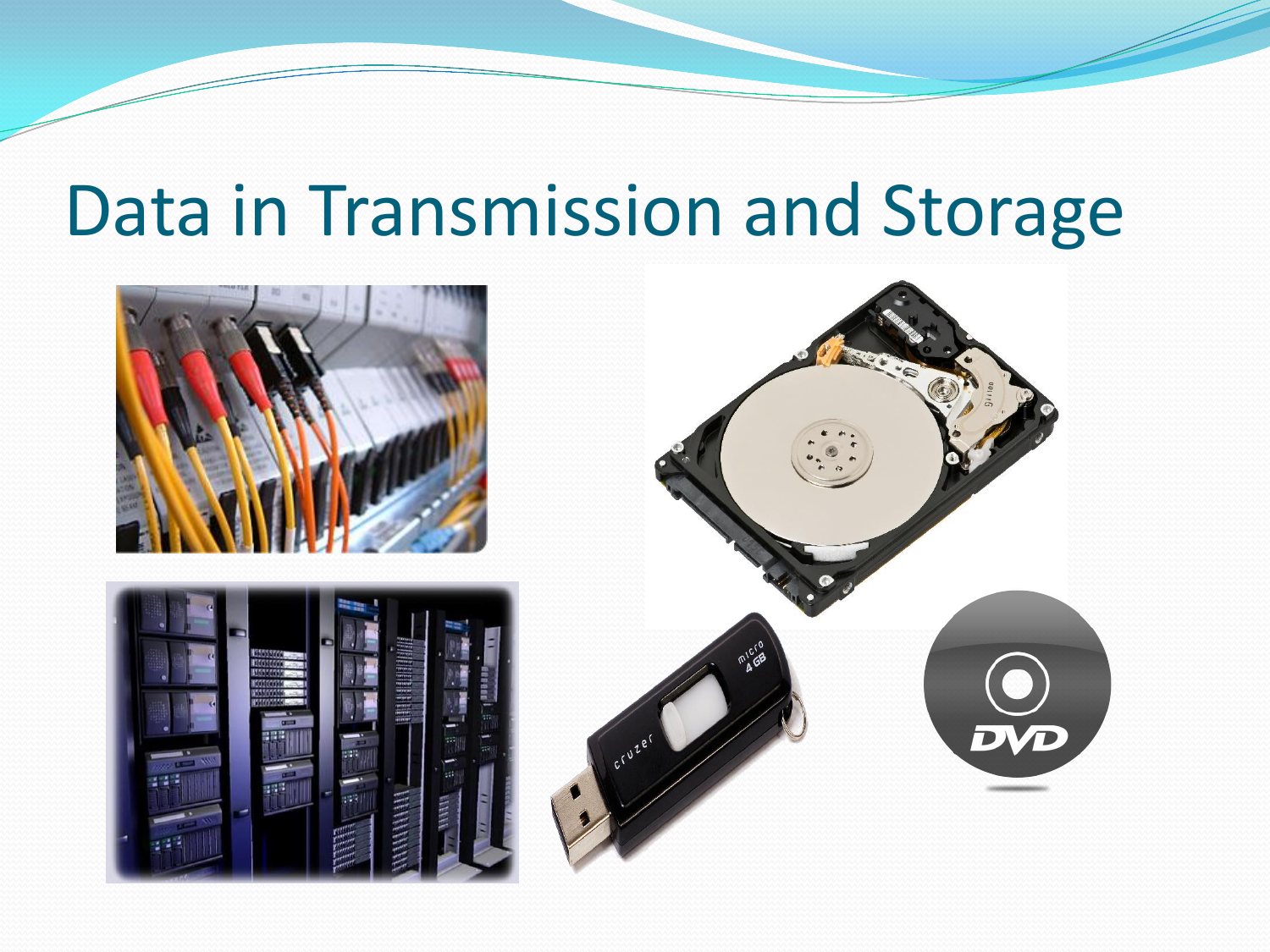# Data in Transmission and Storage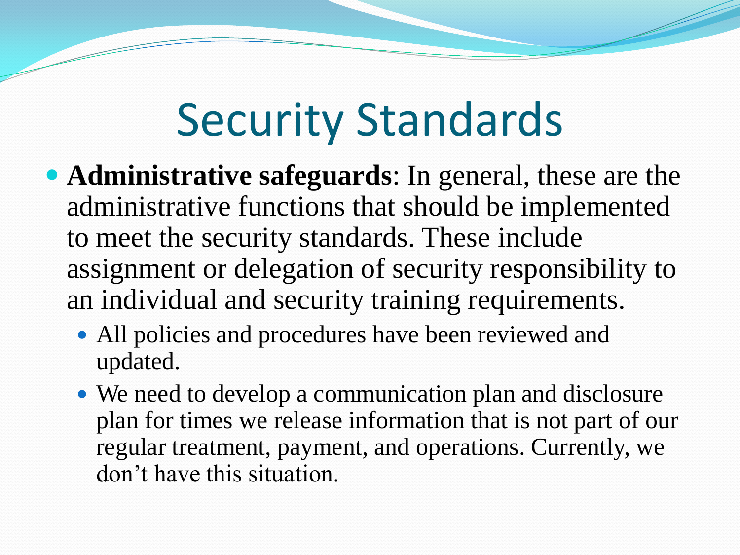# Security Standards

- **Administrative safeguards**: In general, these are the administrative functions that should be implemented to meet the security standards. These include assignment or delegation of security responsibility to an individual and security training requirements.
  - All policies and procedures have been reviewed and updated.
  - We need to develop a communication plan and disclosure plan for times we release information that is not part of our regular treatment, payment, and operations. Currently, we don't have this situation.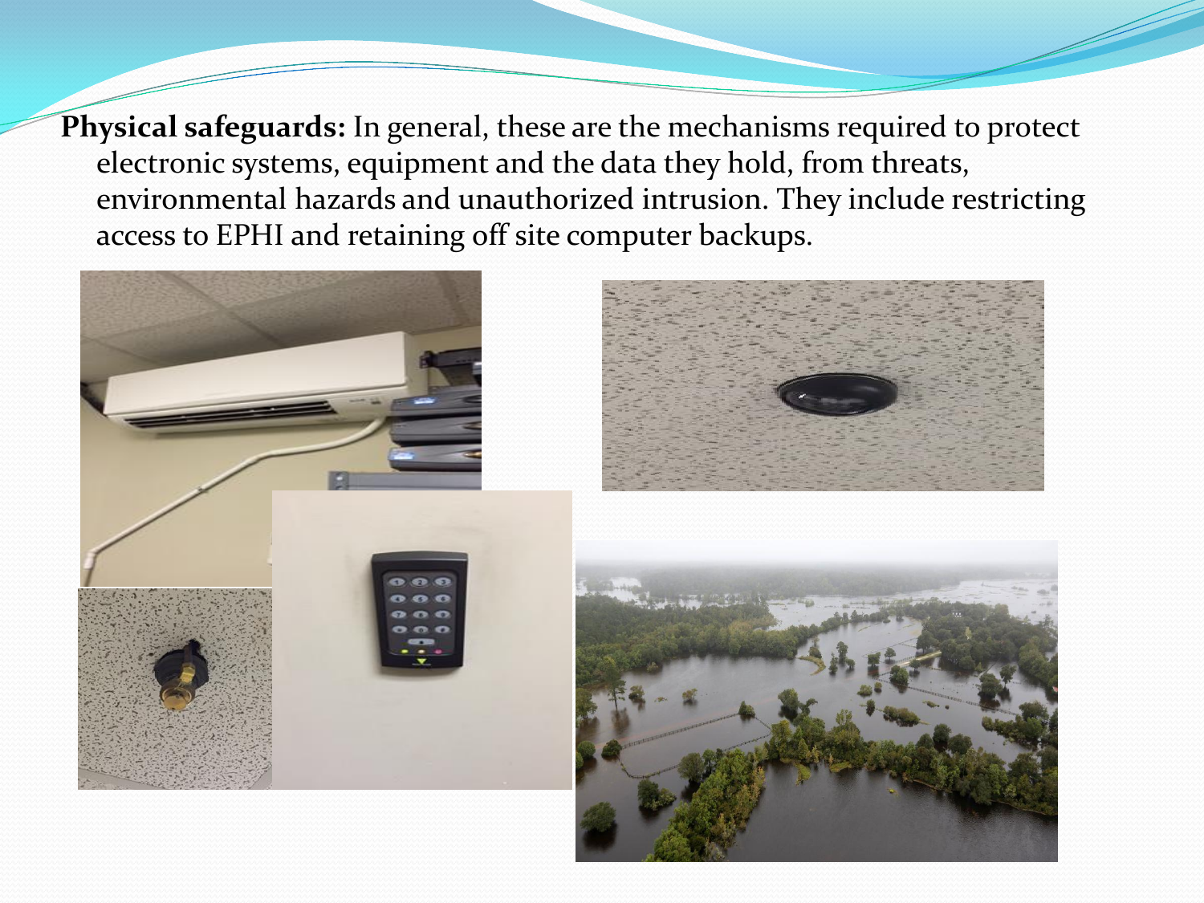**Physical safeguards:** In general, these are the mechanisms required to protect electronic systems, equipment and the data they hold, from threats, environmental hazards and unauthorized intrusion. They include restricting access to EPHI and retaining off site computer backups.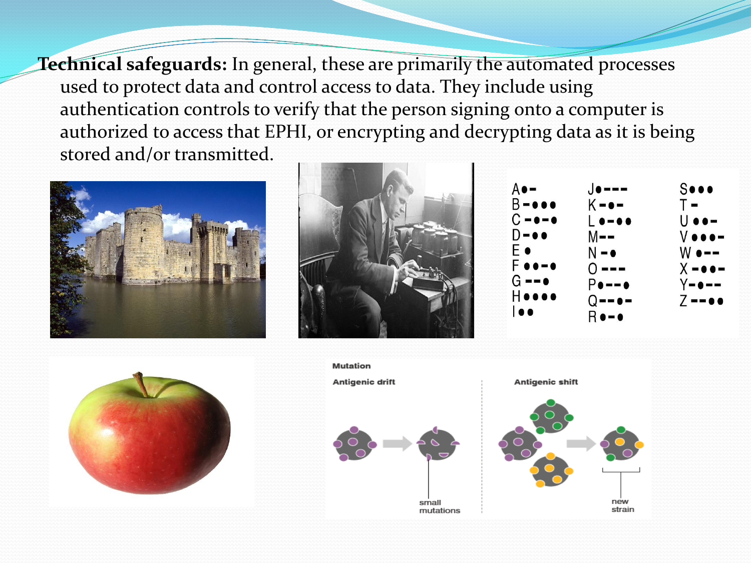**Technical safeguards:** In general, these are primarily the automated processes used to protect data and control access to data. They include using authentication controls to verify that the person signing onto a computer is authorized to access that EPHI, or encrypting and decrypting data as it is being stored and/or transmitted.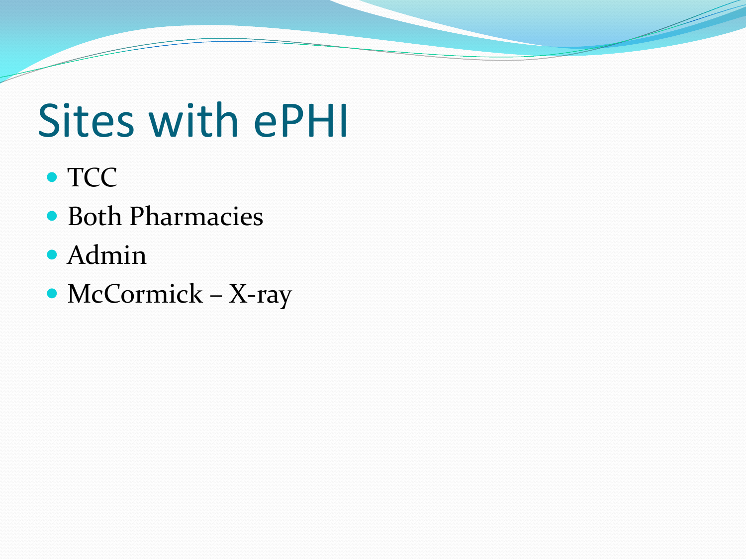# Sites with ePHI

- TCC
- Both Pharmacies
- Admin
- McCormick – X-ray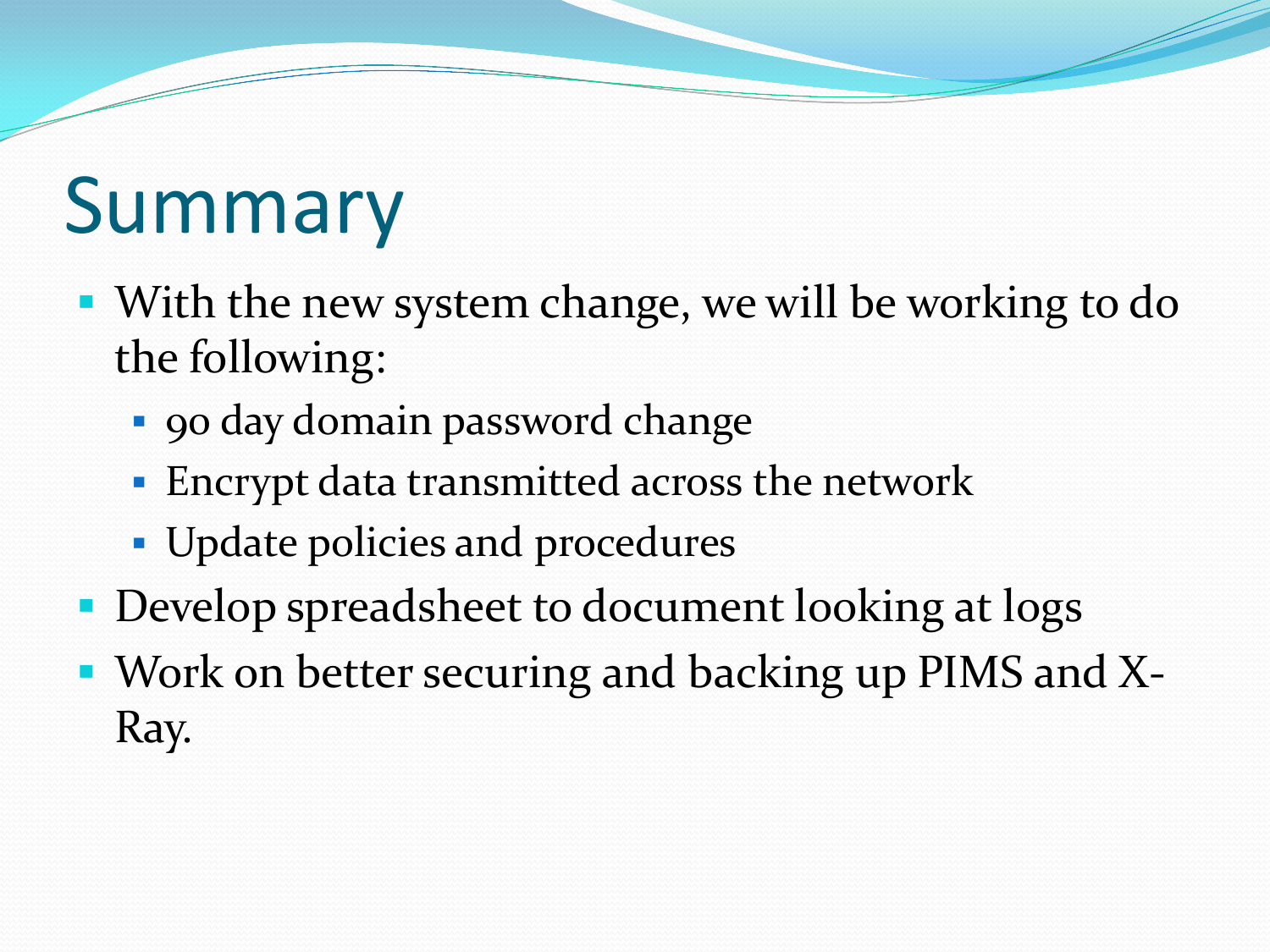# Summary

- With the new system change, we will be working to do the following:
  - 90 day domain password change
  - Encrypt data transmitted across the network
  - Update policies and procedures
- Develop spreadsheet to document looking at logs
- Work on better securing and backing up PIMS and X-Ray.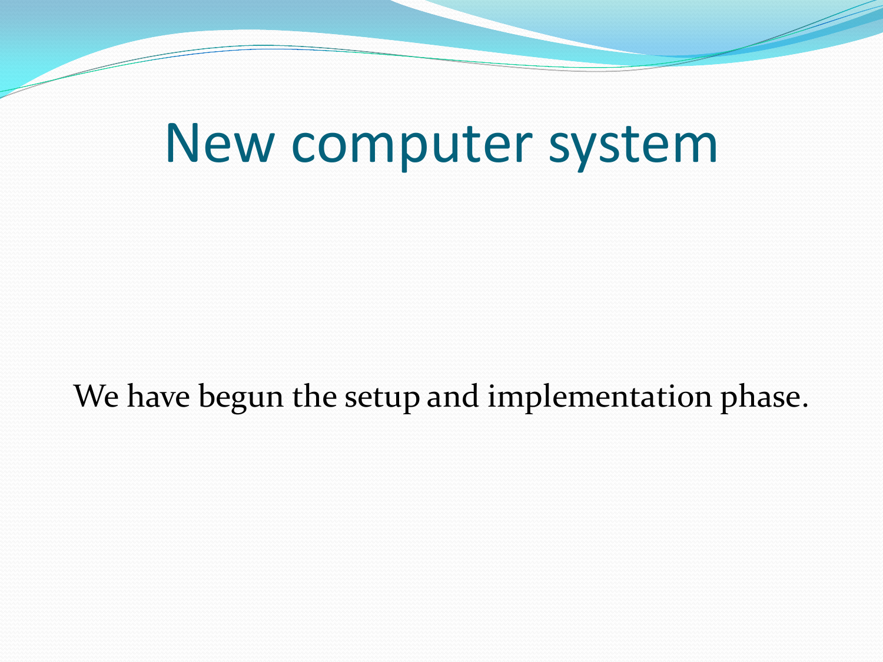# New computer system

We have begun the setup and implementation phase.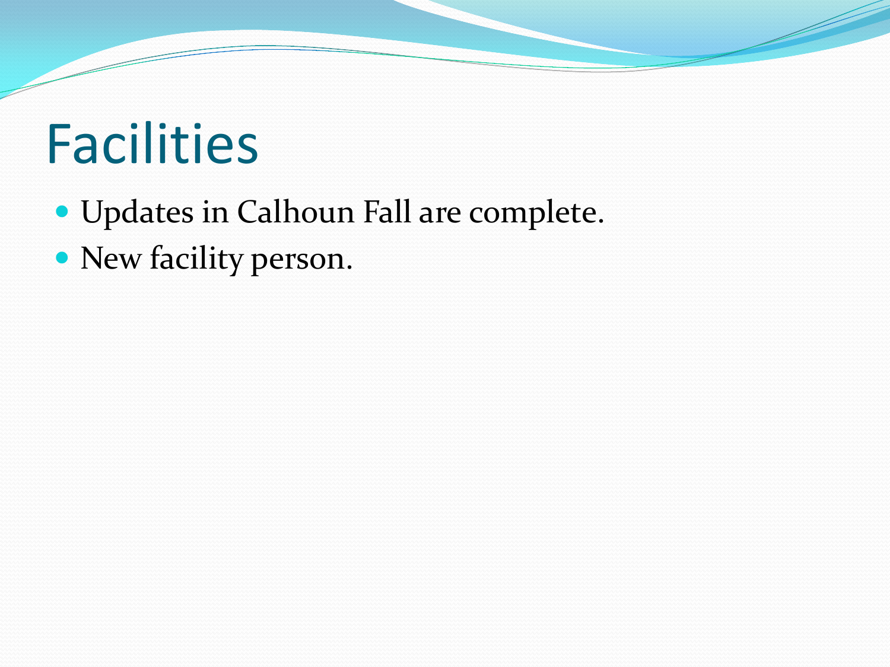# Facilities

- Updates in Calhoun Fall are complete.
- New facility person.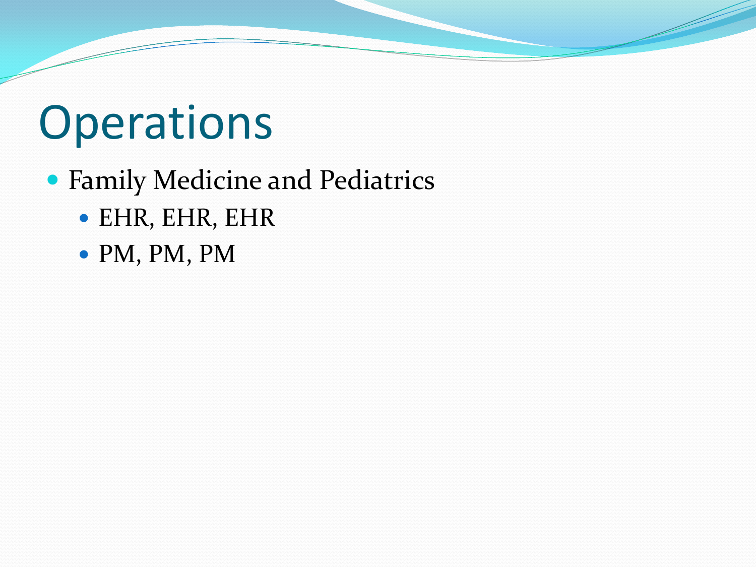# Operations

- Family Medicine and Pediatrics
  - EHR, EHR, EHR
  - PM, PM, PM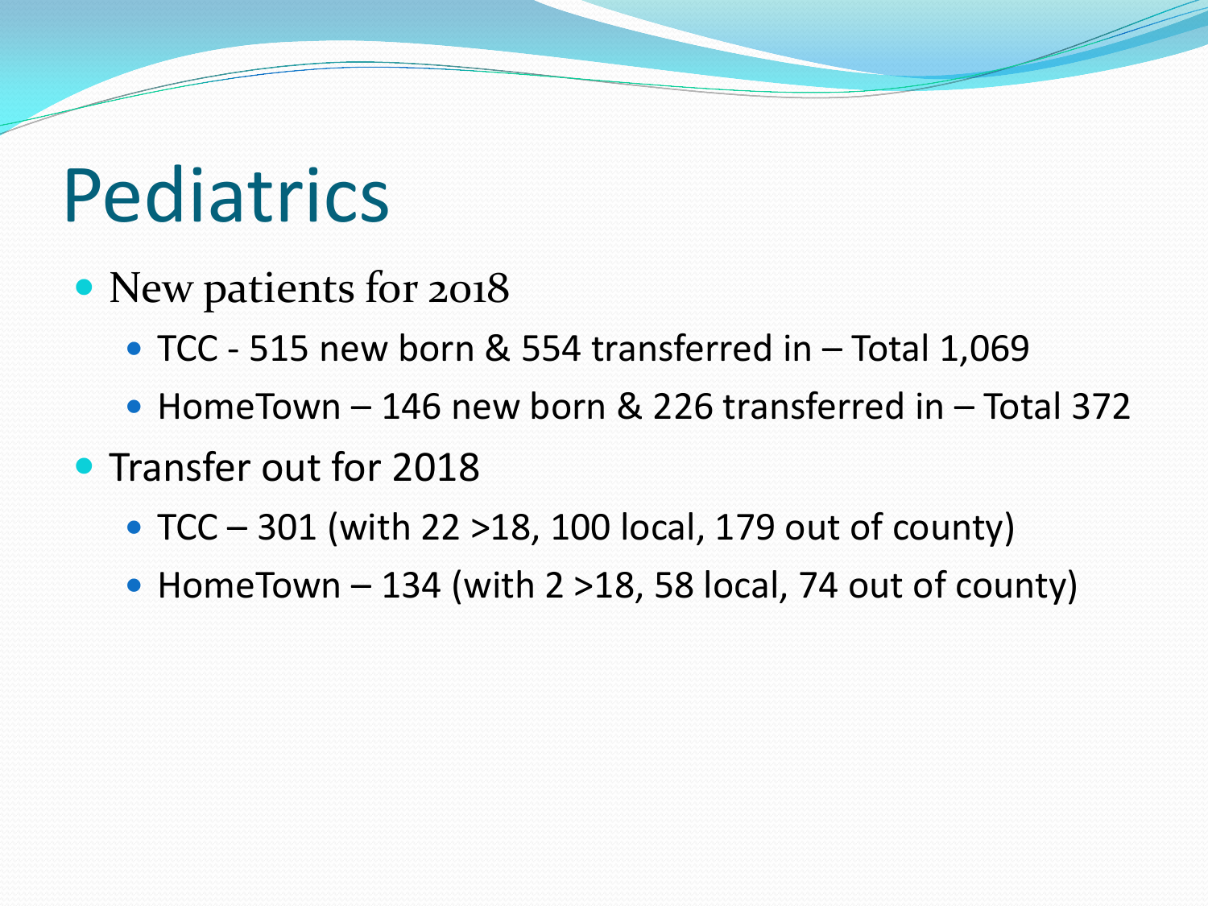# Pediatrics

- New patients for 2018
  - TCC - 515 new born & 554 transferred in – Total 1,069
  - HomeTown – 146 new born & 226 transferred in – Total 372
- Transfer out for 2018
  - TCC – 301 (with 22 >18, 100 local, 179 out of county)
  - HomeTown – 134 (with 2 >18, 58 local, 74 out of county)